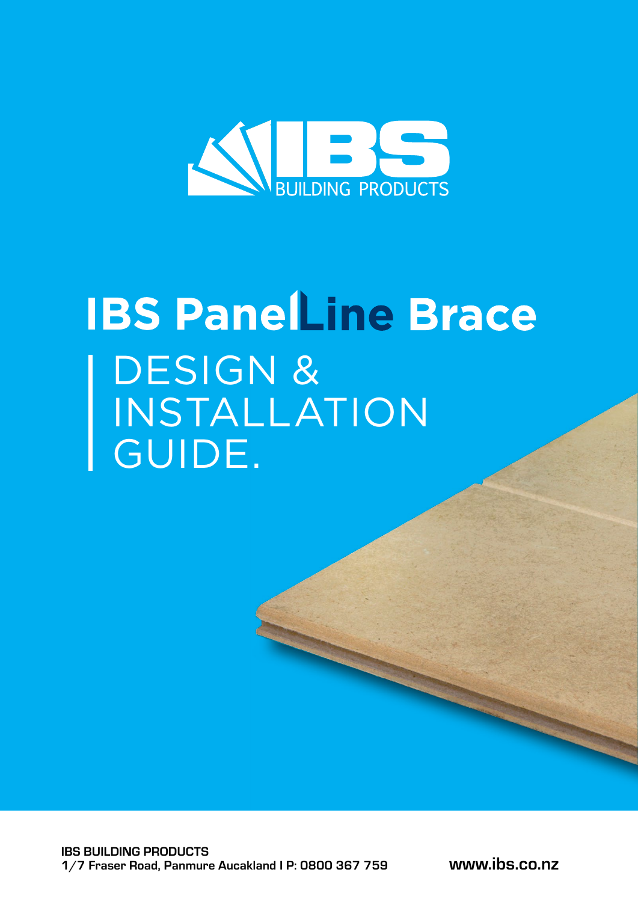IBS BUILDING PRODUCTS

# IBS PanelLine Brace

## DESIGN & INSTALLATION GUIDE.

**IBS BUILDING PRODUCTS**
**1/7 Fraser Road, Panmure Aucakland I P: 0800 367 759**

**www.ibs.co.nz**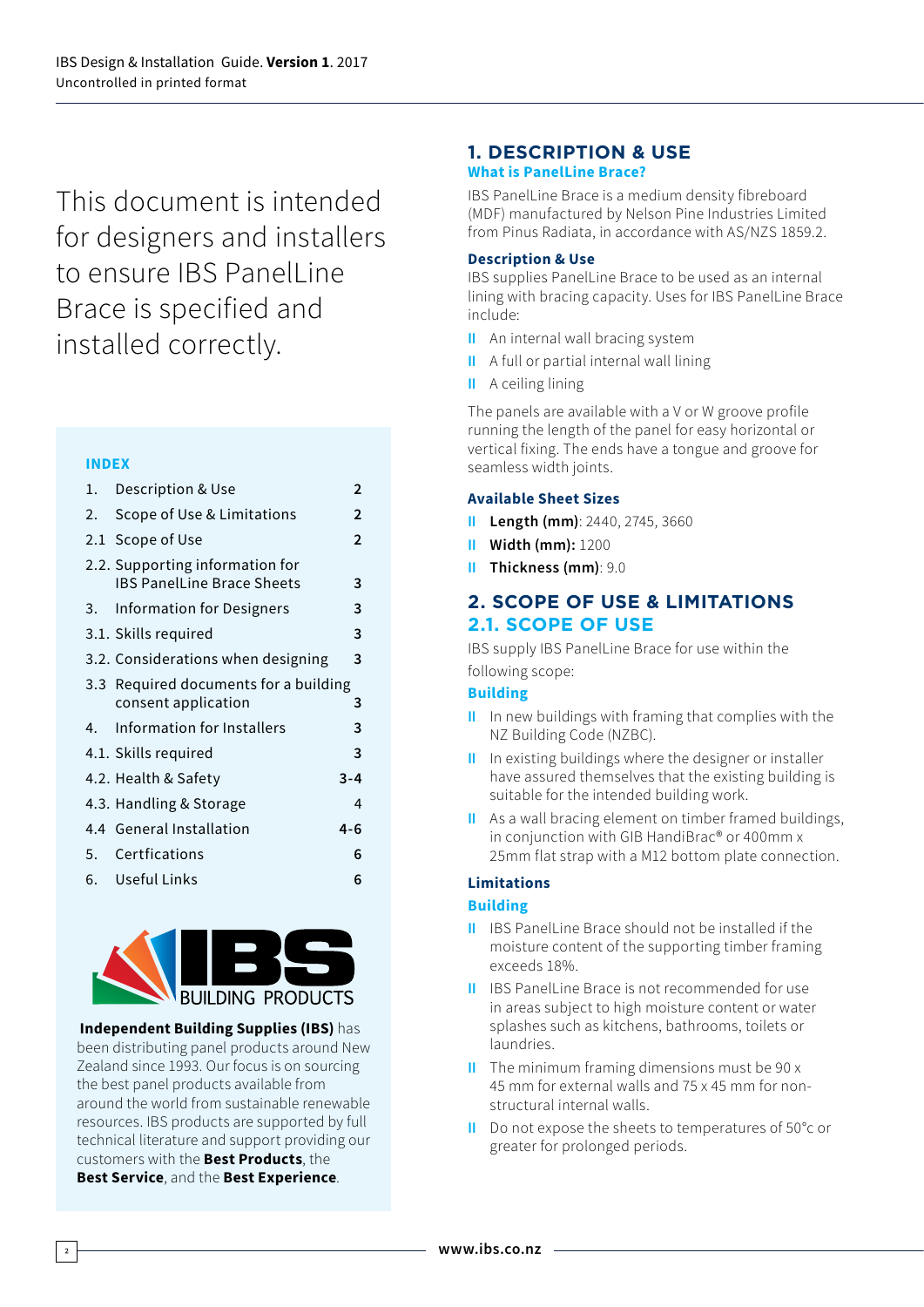This document is intended for designers and installers to ensure IBS PanelLine Brace is specified and installed correctly.

**INDEX**

| | | |
|---|---|---|
| 1. | Description & Use | 2 |
| 2. | Scope of Use & Limitations | 2 |
| 2.1 | Scope of Use | 2 |
| 2.2. | Supporting information for IBS PanelLine Brace Sheets | 3 |
| 3. | Information for Designers | 3 |
| 3.1. | Skills required | 3 |
| 3.2. | Considerations when designing | 3 |
| 3.3 | Required documents for a building consent application | 3 |
| 4. | Information for Installers | 3 |
| 4.1. | Skills required | 3 |
| 4.2. | Health & Safety | 3-4 |
| 4.3. | Handling & Storage | 4 |
| 4.4 | General Installation | 4-6 |
| 5. | Certfications | 6 |
| 6. | Useful Links | 6 |

IBS BUILDING PRODUCTS

**Independent Building Supplies (IBS)** has been distributing panel products around New Zealand since 1993. Our focus is on sourcing the best panel products available from around the world from sustainable renewable resources. IBS products are supported by full technical literature and support providing our customers with the **Best Products**, the **Best Service**, and the **Best Experience**.

## 1. DESCRIPTION & USE

### What is PanelLine Brace?

IBS PanelLine Brace is a medium density fibreboard (MDF) manufactured by Nelson Pine Industries Limited from Pinus Radiata, in accordance with AS/NZS 1859.2.

### Description & Use

IBS supplies PanelLine Brace to be used as an internal lining with bracing capacity. Uses for IBS PanelLine Brace include:

- An internal wall bracing system
- A full or partial internal wall lining
- A ceiling lining

The panels are available with a V or W groove profile running the length of the panel for easy horizontal or vertical fixing. The ends have a tongue and groove for seamless width joints.

### Available Sheet Sizes

- **Length (mm)**: 2440, 2745, 3660
- **Width (mm):** 1200
- **Thickness (mm)**: 9.0

## 2. SCOPE OF USE & LIMITATIONS

## 2.1. SCOPE OF USE

IBS supply IBS PanelLine Brace for use within the following scope:

### Building

- In new buildings with framing that complies with the NZ Building Code (NZBC).
- In existing buildings where the designer or installer have assured themselves that the existing building is suitable for the intended building work.
- As a wall bracing element on timber framed buildings, in conjunction with GIB HandiBrac® or 400mm x 25mm flat strap with a M12 bottom plate connection.

### Limitations

### Building

- IBS PanelLine Brace should not be installed if the moisture content of the supporting timber framing exceeds 18%.
- IBS PanelLine Brace is not recommended for use in areas subject to high moisture content or water splashes such as kitchens, bathrooms, toilets or laundries.
- The minimum framing dimensions must be 90 x 45 mm for external walls and 75 x 45 mm for non-structural internal walls.
- Do not expose the sheets to temperatures of 50°c or greater for prolonged periods.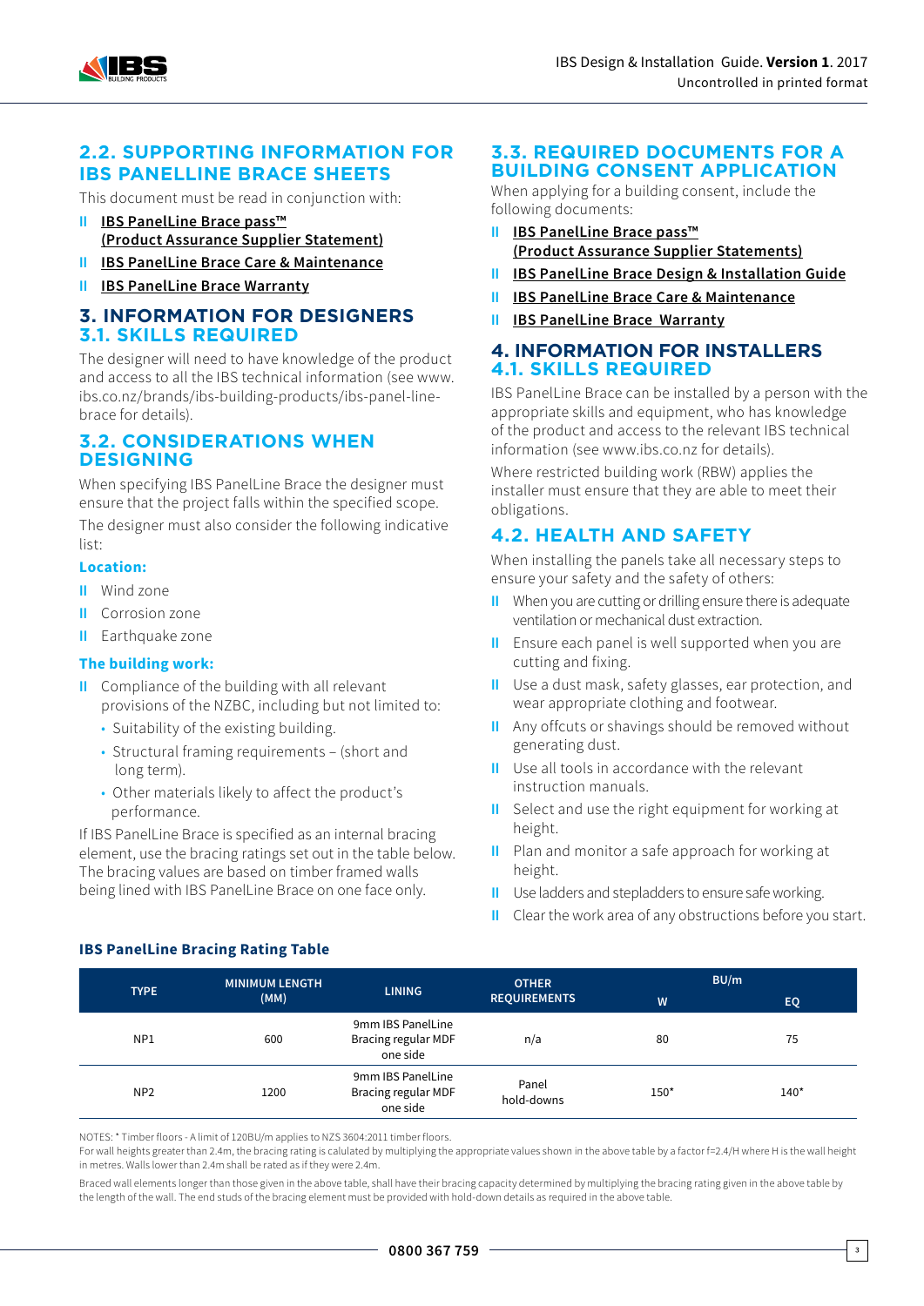## 2.2. SUPPORTING INFORMATION FOR IBS PANELLINE BRACE SHEETS

This document must be read in conjunction with:

- **IBS PanelLine Brace pass™ (Product Assurance Supplier Statement)**
- **IBS PanelLine Brace Care & Maintenance**
- **IBS PanelLine Brace Warranty**

# 3. INFORMATION FOR DESIGNERS

## 3.1. SKILLS REQUIRED

The designer will need to have knowledge of the product and access to all the IBS technical information (see www.ibs.co.nz/brands/ibs-building-products/ibs-panel-line-brace for details).

## 3.2. CONSIDERATIONS WHEN DESIGNING

When specifying IBS PanelLine Brace the designer must ensure that the project falls within the specified scope.

The designer must also consider the following indicative list:

**Location:**

- Wind zone
- Corrosion zone
- Earthquake zone

**The building work:**

- Compliance of the building with all relevant provisions of the NZBC, including but not limited to:
  - Suitability of the existing building.
  - Structural framing requirements – (short and long term).
  - Other materials likely to affect the product's performance.

If IBS PanelLine Brace is specified as an internal bracing element, use the bracing ratings set out in the table below. The bracing values are based on timber framed walls being lined with IBS PanelLine Brace on one face only.

## 3.3. REQUIRED DOCUMENTS FOR A BUILDING CONSENT APPLICATION

When applying for a building consent, include the following documents:

- **IBS PanelLine Brace pass™ (Product Assurance Supplier Statements)**
- **IBS PanelLine Brace Design & Installation Guide**
- **IBS PanelLine Brace Care & Maintenance**
- **IBS PanelLine Brace Warranty**

# 4. INFORMATION FOR INSTALLERS

## 4.1. SKILLS REQUIRED

IBS PanelLine Brace can be installed by a person with the appropriate skills and equipment, who has knowledge of the product and access to the relevant IBS technical information (see www.ibs.co.nz for details).

Where restricted building work (RBW) applies the installer must ensure that they are able to meet their obligations.

## 4.2. HEALTH AND SAFETY

When installing the panels take all necessary steps to ensure your safety and the safety of others:

- When you are cutting or drilling ensure there is adequate ventilation or mechanical dust extraction.
- Ensure each panel is well supported when you are cutting and fixing.
- Use a dust mask, safety glasses, ear protection, and wear appropriate clothing and footwear.
- Any offcuts or shavings should be removed without generating dust.
- Use all tools in accordance with the relevant instruction manuals.
- Select and use the right equipment for working at height.
- Plan and monitor a safe approach for working at height.
- Use ladders and stepladders to ensure safe working.
- Clear the work area of any obstructions before you start.

**IBS PanelLine Bracing Rating Table**

| TYPE | MINIMUM LENGTH (MM) | LINING | OTHER REQUIREMENTS | BU/m | |
|---|---|---|---|---|---|
| | | | | W | EQ |
| NP1 | 600 | 9mm IBS PanelLine Bracing regular MDF one side | n/a | 80 | 75 |
| NP2 | 1200 | 9mm IBS PanelLine Bracing regular MDF one side | Panel hold-downs | 150* | 140* |

NOTES: * Timber floors - A limit of 120BU/m applies to NZS 3604:2011 timber floors.

For wall heights greater than 2.4m, the bracing rating is calulated by multiplying the appropriate values shown in the above table by a factor f=2.4/H where H is the wall height in metres. Walls lower than 2.4m shall be rated as if they were 2.4m.

Braced wall elements longer than those given in the above table, shall have their bracing capacity determined by multiplying the bracing rating given in the above table by the length of the wall. The end studs of the bracing element must be provided with hold-down details as required in the above table.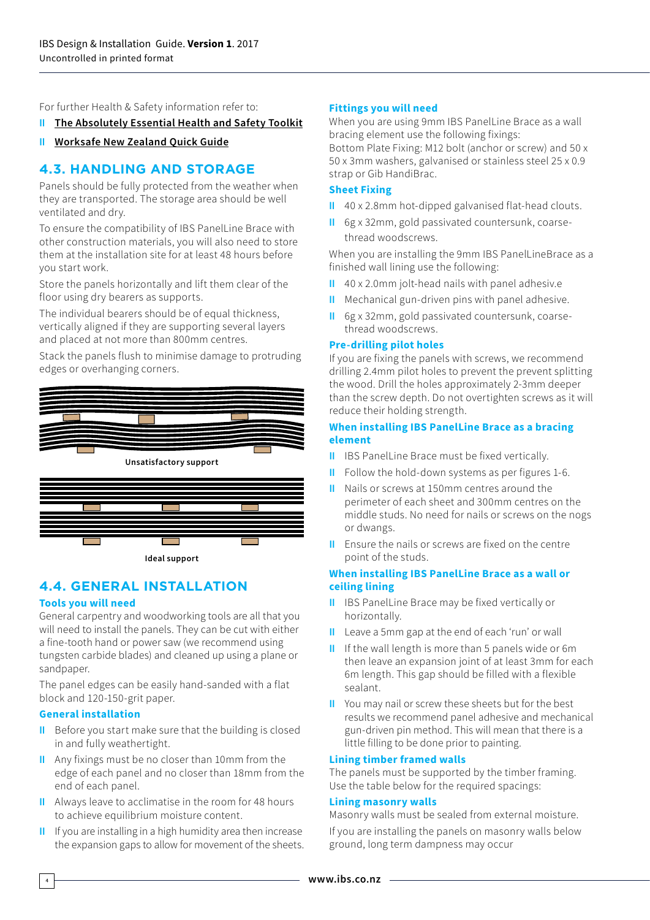For further Health & Safety information refer to:

- **The Absolutely Essential Health and Safety Toolkit**
- **Worksafe New Zealand Quick Guide**

## 4.3. HANDLING AND STORAGE

Panels should be fully protected from the weather when they are transported. The storage area should be well ventilated and dry.

To ensure the compatibility of IBS PanelLine Brace with other construction materials, you will also need to store them at the installation site for at least 48 hours before you start work.

Store the panels horizontally and lift them clear of the floor using dry bearers as supports.

The individual bearers should be of equal thickness, vertically aligned if they are supporting several layers and placed at not more than 800mm centres.

Stack the panels flush to minimise damage to protruding edges or overhanging corners.

**Unsatisfactory support**

**Ideal support**

## 4.4. GENERAL INSTALLATION

### Tools you will need

General carpentry and woodworking tools are all that you will need to install the panels. They can be cut with either a fine-tooth hand or power saw (we recommend using tungsten carbide blades) and cleaned up using a plane or sandpaper.

The panel edges can be easily hand-sanded with a flat block and 120-150-grit paper.

### General installation

- Before you start make sure that the building is closed in and fully weathertight.
- Any fixings must be no closer than 10mm from the edge of each panel and no closer than 18mm from the end of each panel.
- Always leave to acclimatise in the room for 48 hours to achieve equilibrium moisture content.
- If you are installing in a high humidity area then increase the expansion gaps to allow for movement of the sheets.

### Fittings you will need

When you are using 9mm IBS PanelLine Brace as a wall bracing element use the following fixings:
Bottom Plate Fixing: M12 bolt (anchor or screw) and 50 x 50 x 3mm washers, galvanised or stainless steel 25 x 0.9 strap or Gib HandiBrac.

### Sheet Fixing

- 40 x 2.8mm hot-dipped galvanised flat-head clouts.
- 6g x 32mm, gold passivated countersunk, coarse-thread woodscrews.

When you are installing the 9mm IBS PanelLineBrace as a finished wall lining use the following:

- 40 x 2.0mm jolt-head nails with panel adhesiv.e
- Mechanical gun-driven pins with panel adhesive.
- 6g x 32mm, gold passivated countersunk, coarse-thread woodscrews.

### Pre-drilling pilot holes

If you are fixing the panels with screws, we recommend drilling 2.4mm pilot holes to prevent the prevent splitting the wood. Drill the holes approximately 2-3mm deeper than the screw depth. Do not overtighten screws as it will reduce their holding strength.

### When installing IBS PanelLine Brace as a bracing element

- IBS PanelLine Brace must be fixed vertically.
- Follow the hold-down systems as per figures 1-6.
- Nails or screws at 150mm centres around the perimeter of each sheet and 300mm centres on the middle studs. No need for nails or screws on the nogs or dwangs.
- Ensure the nails or screws are fixed on the centre point of the studs.

### When installing IBS PanelLine Brace as a wall or ceiling lining

- IBS PanelLine Brace may be fixed vertically or horizontally.
- Leave a 5mm gap at the end of each 'run' or wall
- If the wall length is more than 5 panels wide or 6m then leave an expansion joint of at least 3mm for each 6m length. This gap should be filled with a flexible sealant.
- You may nail or screw these sheets but for the best results we recommend panel adhesive and mechanical gun-driven pin method. This will mean that there is a little filling to be done prior to painting.

### Lining timber framed walls

The panels must be supported by the timber framing. Use the table below for the required spacings:

### Lining masonry walls

Masonry walls must be sealed from external moisture.

If you are installing the panels on masonry walls below ground, long term dampness may occur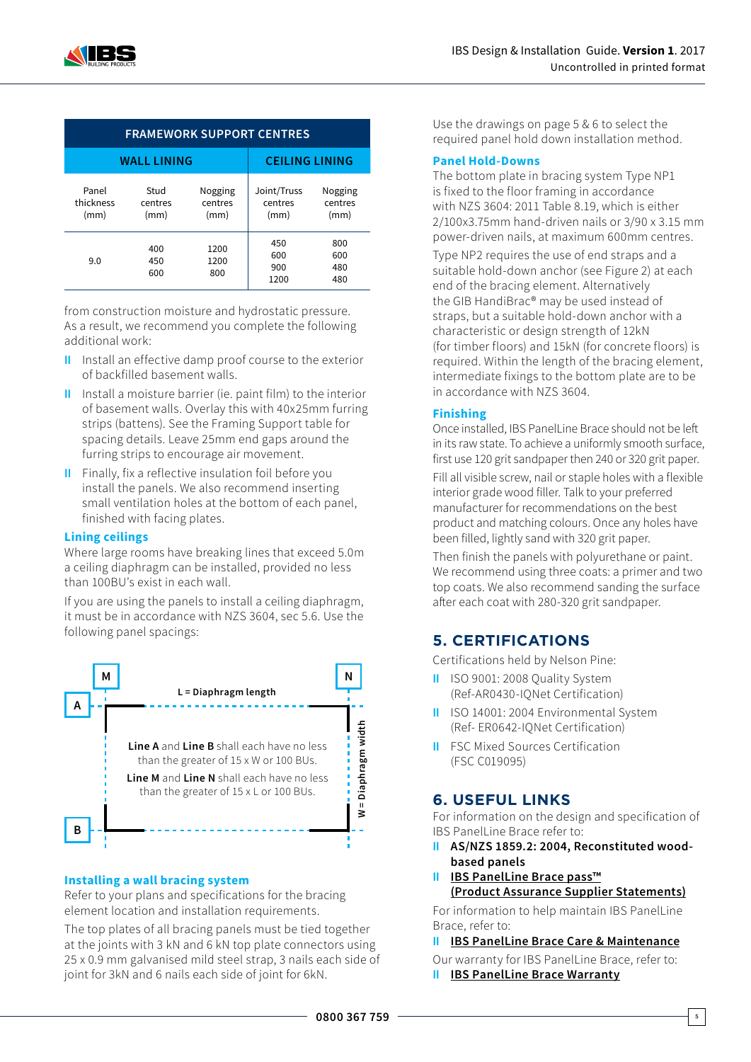| FRAMEWORK SUPPORT CENTRES | | | | |
|---|---|---|---|---|
| WALL LINING | | | CEILING LINING | |
| Panel thickness (mm) | Stud centres (mm) | Nogging centres (mm) | Joint/Truss centres (mm) | Nogging centres (mm) |
| 9.0 | 400<br>450<br>600 | 1200<br>1200<br>800 | 450<br>600<br>900<br>1200 | 800<br>600<br>480<br>480 |

from construction moisture and hydrostatic pressure. As a result, we recommend you complete the following additional work:

- Install an effective damp proof course to the exterior of backfilled basement walls.
- Install a moisture barrier (ie. paint film) to the interior of basement walls. Overlay this with 40x25mm furring strips (battens). See the Framing Support table for spacing details. Leave 25mm end gaps around the furring strips to encourage air movement.
- Finally, fix a reflective insulation foil before you install the panels. We also recommend inserting small ventilation holes at the bottom of each panel, finished with facing plates.

### Lining ceilings

Where large rooms have breaking lines that exceed 5.0m a ceiling diaphragm can be installed, provided no less than 100BU's exist in each wall.

If you are using the panels to install a ceiling diaphragm, it must be in accordance with NZS 3604, sec 5.6. Use the following panel spacings:

M N A B

L = Diaphragm length

W = Diaphragm width

**Line A** and **Line B** shall each have no less than the greater of 15 x W or 100 BUs.

**Line M** and **Line N** shall each have no less than the greater of 15 x L or 100 BUs.

### Installing a wall bracing system

Refer to your plans and specifications for the bracing element location and installation requirements.

The top plates of all bracing panels must be tied together at the joints with 3 kN and 6 kN top plate connectors using 25 x 0.9 mm galvanised mild steel strap, 3 nails each side of joint for 3kN and 6 nails each side of joint for 6kN.

Use the drawings on page 5 & 6 to select the required panel hold down installation method.

### Panel Hold-Downs

The bottom plate in bracing system Type NP1 is fixed to the floor framing in accordance with NZS 3604: 2011 Table 8.19, which is either 2/100x3.75mm hand-driven nails or 3/90 x 3.15 mm power-driven nails, at maximum 600mm centres.

Type NP2 requires the use of end straps and a suitable hold-down anchor (see Figure 2) at each end of the bracing element. Alternatively the GIB HandiBrac® may be used instead of straps, but a suitable hold-down anchor with a characteristic or design strength of 12kN (for timber floors) and 15kN (for concrete floors) is required. Within the length of the bracing element, intermediate fixings to the bottom plate are to be in accordance with NZS 3604.

### Finishing

Once installed, IBS PanelLine Brace should not be left in its raw state. To achieve a uniformly smooth surface, first use 120 grit sandpaper then 240 or 320 grit paper.

Fill all visible screw, nail or staple holes with a flexible interior grade wood filler. Talk to your preferred manufacturer for recommendations on the best product and matching colours. Once any holes have been filled, lightly sand with 320 grit paper.

Then finish the panels with polyurethane or paint. We recommend using three coats: a primer and two top coats. We also recommend sanding the surface after each coat with 280-320 grit sandpaper.

## 5. CERTIFICATIONS

Certifications held by Nelson Pine:

- ISO 9001: 2008 Quality System (Ref-AR0430-IQNet Certification)
- ISO 14001: 2004 Environmental System (Ref- ER0642-IQNet Certification)
- FSC Mixed Sources Certification (FSC C019095)

## 6. USEFUL LINKS

For information on the design and specification of IBS PanelLine Brace refer to:

- **AS/NZS 1859.2: 2004, Reconstituted wood-based panels**
- **IBS PanelLine Brace pass™ (Product Assurance Supplier Statements)**

For information to help maintain IBS PanelLine Brace, refer to:

- **IBS PanelLine Brace Care & Maintenance**

Our warranty for IBS PanelLine Brace, refer to:

- **IBS PanelLine Brace Warranty**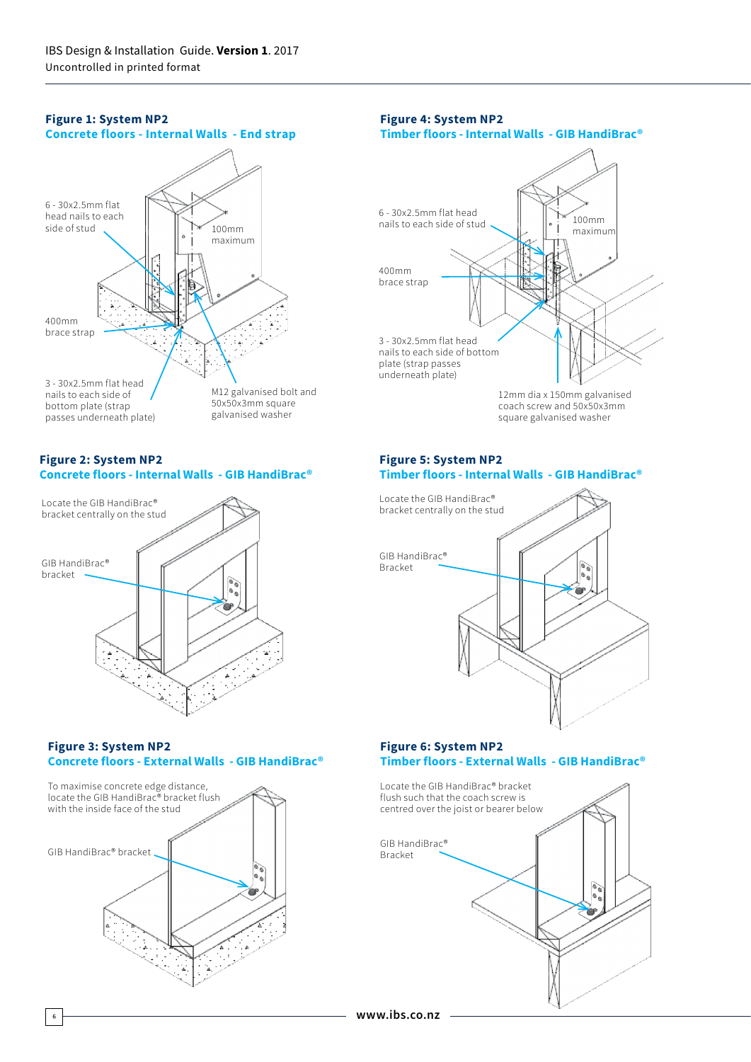## Figure 1: System NP2
### Concrete floors - Internal Walls - End strap

6 - 30x2.5mm flat head nails to each side of stud

100mm maximum

400mm brace strap

3 - 30x2.5mm flat head nails to each side of bottom plate (strap passes underneath plate)

M12 galvanised bolt and 50x50x3mm square galvanised washer

## Figure 2: System NP2
### Concrete floors - Internal Walls - GIB HandiBrac®

Locate the GIB HandiBrac® bracket centrally on the stud

GIB HandiBrac® bracket

## Figure 3: System NP2
### Concrete floors - External Walls - GIB HandiBrac®

To maximise concrete edge distance, locate the GIB HandiBrac® bracket flush with the inside face of the stud

GIB HandiBrac® bracket

## Figure 4: System NP2
### Timber floors - Internal Walls - GIB HandiBrac®

6 - 30x2.5mm flat head nails to each side of stud

100mm maximum

400mm brace strap

3 - 30x2.5mm flat head nails to each side of bottom plate (strap passes underneath plate)

12mm dia x 150mm galvanised coach screw and 50x50x3mm square galvanised washer

## Figure 5: System NP2
### Timber floors - Internal Walls - GIB HandiBrac®

Locate the GIB HandiBrac® bracket centrally on the stud

GIB HandiBrac® Bracket

## Figure 6: System NP2
### Timber floors - External Walls - GIB HandiBrac®

Locate the GIB HandiBrac® bracket flush such that the coach screw is centred over the joist or bearer below

GIB HandiBrac® Bracket